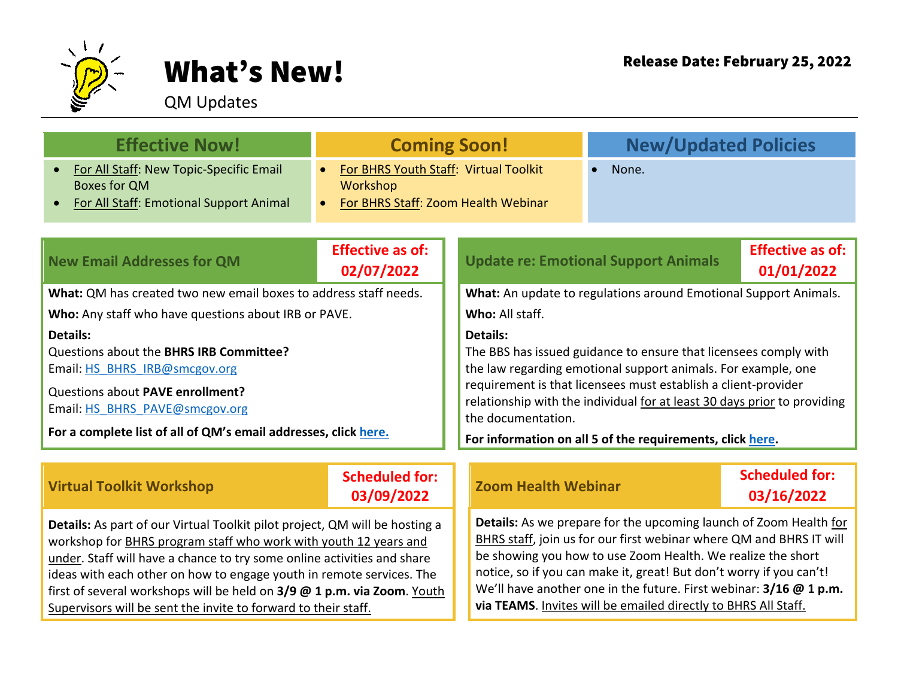# What's New!

QM Updates

**Release Date: February 25, 2022**

| Effective Now! | Coming Soon! | New/Updated Policies |
|---|---|---|
| • For All Staff: New Topic-Specific Email Boxes for QM<br>• For All Staff: Emotional Support Animal | • For BHRS Youth Staff: Virtual Toolkit Workshop<br>• For BHRS Staff: Zoom Health Webinar | • None. |

## New Email Addresses for QM

**Effective as of: 02/07/2022**

**What:** QM has created two new email boxes to address staff needs.

**Who:** Any staff who have questions about IRB or PAVE.

**Details:**

Questions about the **BHRS IRB Committee?**
Email: HS_BHRS_IRB@smcgov.org

Questions about **PAVE enrollment?**
Email: HS_BHRS_PAVE@smcgov.org

**For a complete list of all of QM's email addresses, click here.**

## Update re: Emotional Support Animals

**Effective as of: 01/01/2022**

**What:** An update to regulations around Emotional Support Animals.

**Who:** All staff.

**Details:**

The BBS has issued guidance to ensure that licensees comply with the law regarding emotional support animals. For example, one requirement is that licensees must establish a client-provider relationship with the individual for at least 30 days prior to providing the documentation.

**For information on all 5 of the requirements, click here.**

## Virtual Toolkit Workshop

**Scheduled for: 03/09/2022**

**Details:** As part of our Virtual Toolkit pilot project, QM will be hosting a workshop for BHRS program staff who work with youth 12 years and under. Staff will have a chance to try some online activities and share ideas with each other on how to engage youth in remote services. The first of several workshops will be held on **3/9 @ 1 p.m. via Zoom**. Youth Supervisors will be sent the invite to forward to their staff.

## Zoom Health Webinar

**Scheduled for: 03/16/2022**

**Details:** As we prepare for the upcoming launch of Zoom Health for BHRS staff, join us for our first webinar where QM and BHRS IT will be showing you how to use Zoom Health. We realize the short notice, so if you can make it, great! But don't worry if you can't! We'll have another one in the future. First webinar: **3/16 @ 1 p.m. via TEAMS**. Invites will be emailed directly to BHRS All Staff.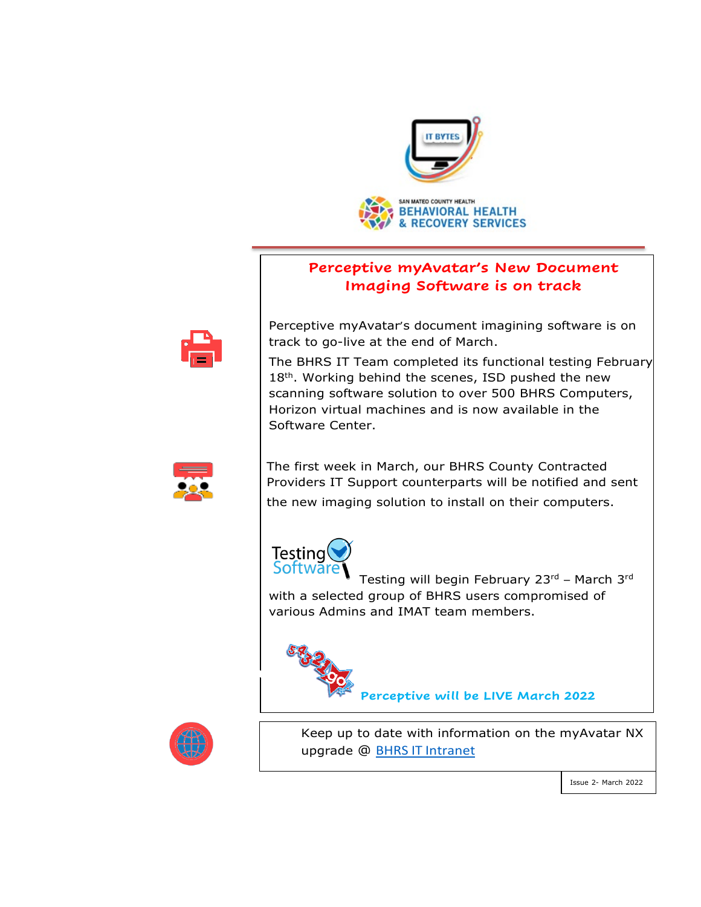IT BYTES

SAN MATEO COUNTY HEALTH
BEHAVIORAL HEALTH
& RECOVERY SERVICES

## Perceptive myAvatar's New Document Imaging Software is on track

Perceptive myAvatar's document imagining software is on track to go-live at the end of March.

The BHRS IT Team completed its functional testing February 18th. Working behind the scenes, ISD pushed the new scanning software solution to over 500 BHRS Computers, Horizon virtual machines and is now available in the Software Center.

The first week in March, our BHRS County Contracted Providers IT Support counterparts will be notified and sent the new imaging solution to install on their computers.

Testing Software

Testing will begin February 23rd – March 3rd with a selected group of BHRS users compromised of various Admins and IMAT team members.

**Perceptive will be LIVE March 2022**

Keep up to date with information on the myAvatar NX upgrade @ [BHRS IT Intranet]

Issue 2- March 2022